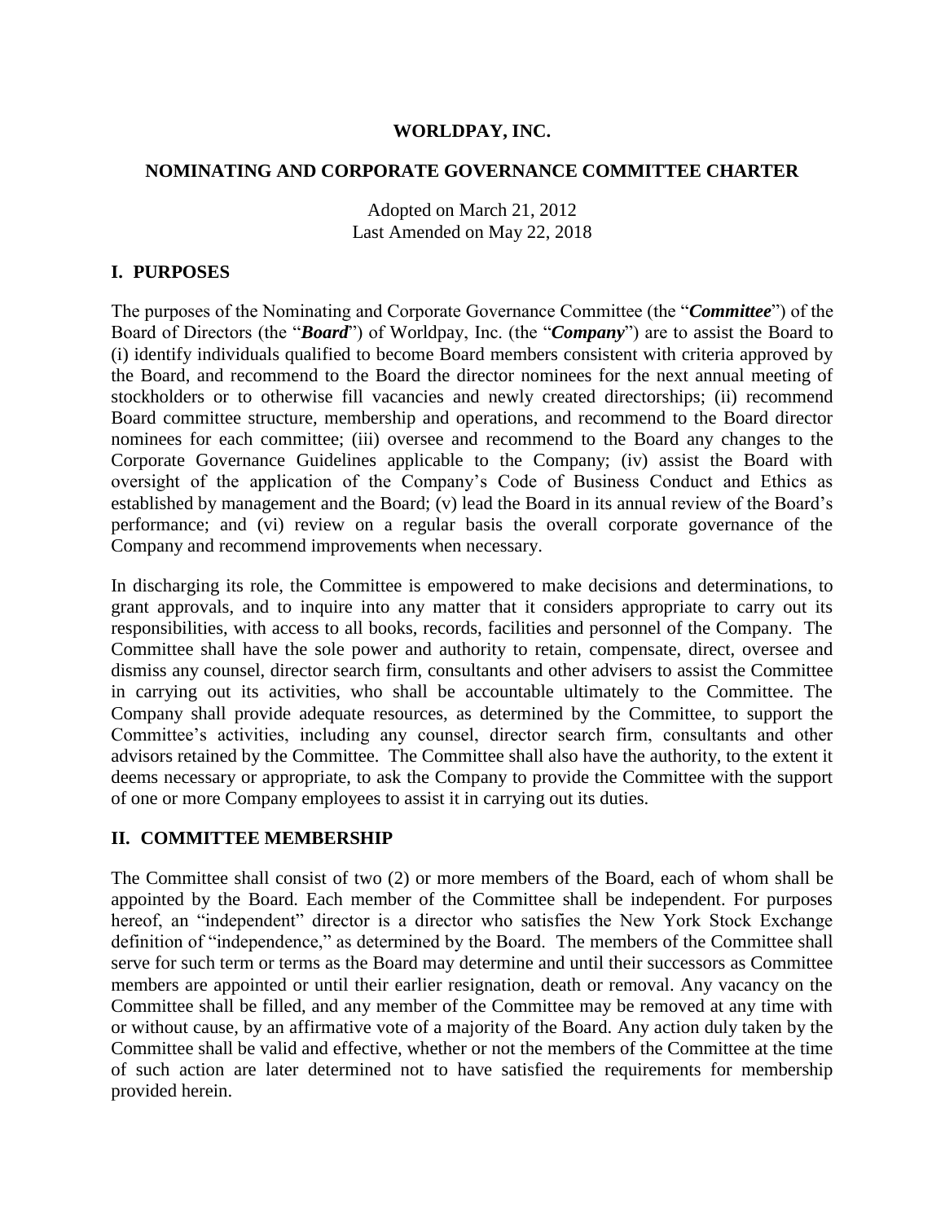# WORLDPAY, INC.

## NOMINATING AND CORPORATE GOVERNANCE COMMITTEE CHARTER

Adopted on March 21, 2012
Last Amended on May 22, 2018

## I. PURPOSES

The purposes of the Nominating and Corporate Governance Committee (the "***Committee***") of the Board of Directors (the "***Board***") of Worldpay, Inc. (the "***Company***") are to assist the Board to (i) identify individuals qualified to become Board members consistent with criteria approved by the Board, and recommend to the Board the director nominees for the next annual meeting of stockholders or to otherwise fill vacancies and newly created directorships; (ii) recommend Board committee structure, membership and operations, and recommend to the Board director nominees for each committee; (iii) oversee and recommend to the Board any changes to the Corporate Governance Guidelines applicable to the Company; (iv) assist the Board with oversight of the application of the Company's Code of Business Conduct and Ethics as established by management and the Board; (v) lead the Board in its annual review of the Board's performance; and (vi) review on a regular basis the overall corporate governance of the Company and recommend improvements when necessary.

In discharging its role, the Committee is empowered to make decisions and determinations, to grant approvals, and to inquire into any matter that it considers appropriate to carry out its responsibilities, with access to all books, records, facilities and personnel of the Company. The Committee shall have the sole power and authority to retain, compensate, direct, oversee and dismiss any counsel, director search firm, consultants and other advisers to assist the Committee in carrying out its activities, who shall be accountable ultimately to the Committee. The Company shall provide adequate resources, as determined by the Committee, to support the Committee's activities, including any counsel, director search firm, consultants and other advisors retained by the Committee. The Committee shall also have the authority, to the extent it deems necessary or appropriate, to ask the Company to provide the Committee with the support of one or more Company employees to assist it in carrying out its duties.

## II. COMMITTEE MEMBERSHIP

The Committee shall consist of two (2) or more members of the Board, each of whom shall be appointed by the Board. Each member of the Committee shall be independent. For purposes hereof, an "independent" director is a director who satisfies the New York Stock Exchange definition of "independence," as determined by the Board. The members of the Committee shall serve for such term or terms as the Board may determine and until their successors as Committee members are appointed or until their earlier resignation, death or removal. Any vacancy on the Committee shall be filled, and any member of the Committee may be removed at any time with or without cause, by an affirmative vote of a majority of the Board. Any action duly taken by the Committee shall be valid and effective, whether or not the members of the Committee at the time of such action are later determined not to have satisfied the requirements for membership provided herein.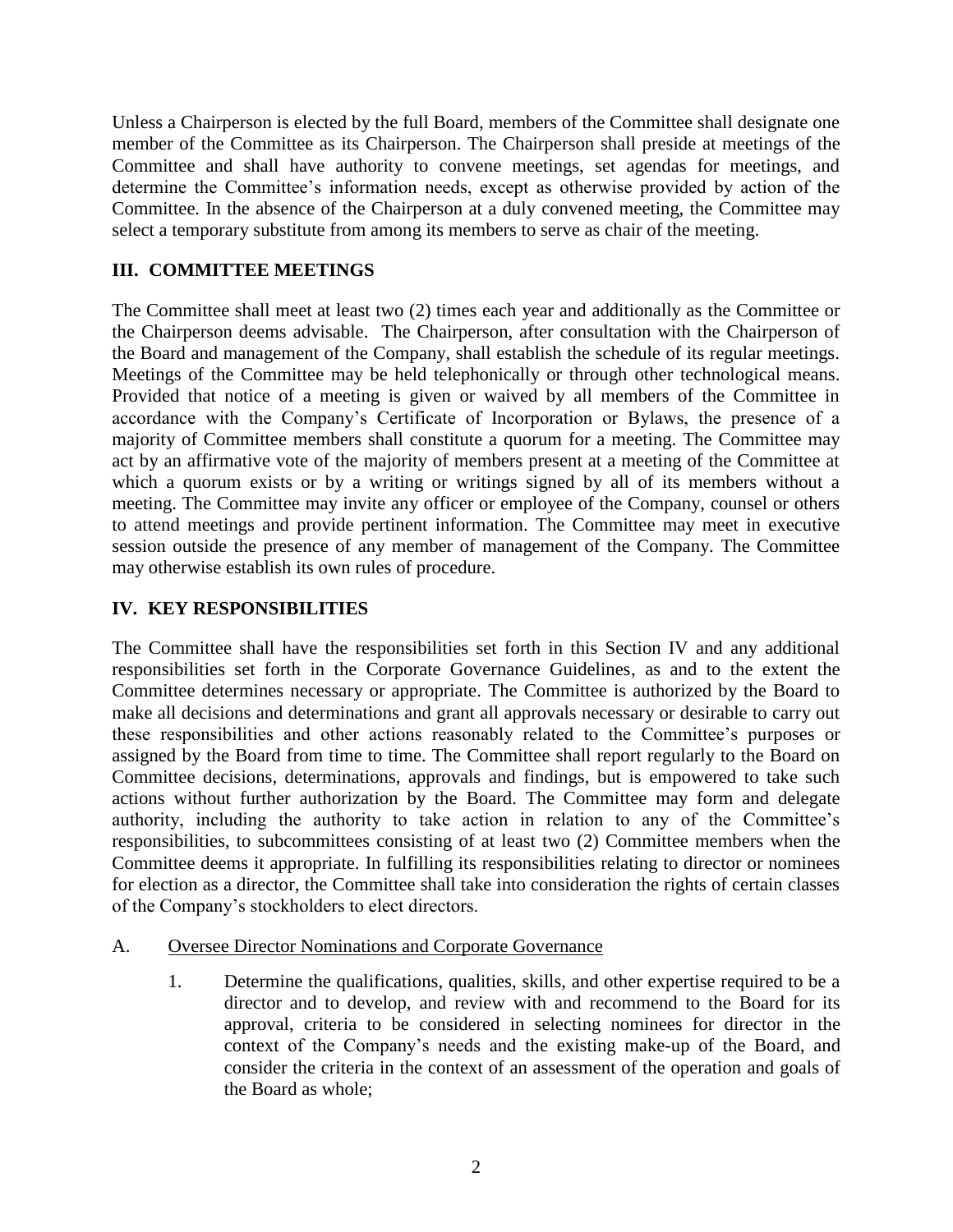Unless a Chairperson is elected by the full Board, members of the Committee shall designate one member of the Committee as its Chairperson. The Chairperson shall preside at meetings of the Committee and shall have authority to convene meetings, set agendas for meetings, and determine the Committee's information needs, except as otherwise provided by action of the Committee. In the absence of the Chairperson at a duly convened meeting, the Committee may select a temporary substitute from among its members to serve as chair of the meeting.

## III. COMMITTEE MEETINGS

The Committee shall meet at least two (2) times each year and additionally as the Committee or the Chairperson deems advisable. The Chairperson, after consultation with the Chairperson of the Board and management of the Company, shall establish the schedule of its regular meetings. Meetings of the Committee may be held telephonically or through other technological means. Provided that notice of a meeting is given or waived by all members of the Committee in accordance with the Company's Certificate of Incorporation or Bylaws, the presence of a majority of Committee members shall constitute a quorum for a meeting. The Committee may act by an affirmative vote of the majority of members present at a meeting of the Committee at which a quorum exists or by a writing or writings signed by all of its members without a meeting. The Committee may invite any officer or employee of the Company, counsel or others to attend meetings and provide pertinent information. The Committee may meet in executive session outside the presence of any member of management of the Company. The Committee may otherwise establish its own rules of procedure.

## IV. KEY RESPONSIBILITIES

The Committee shall have the responsibilities set forth in this Section IV and any additional responsibilities set forth in the Corporate Governance Guidelines, as and to the extent the Committee determines necessary or appropriate. The Committee is authorized by the Board to make all decisions and determinations and grant all approvals necessary or desirable to carry out these responsibilities and other actions reasonably related to the Committee's purposes or assigned by the Board from time to time. The Committee shall report regularly to the Board on Committee decisions, determinations, approvals and findings, but is empowered to take such actions without further authorization by the Board. The Committee may form and delegate authority, including the authority to take action in relation to any of the Committee's responsibilities, to subcommittees consisting of at least two (2) Committee members when the Committee deems it appropriate. In fulfilling its responsibilities relating to director or nominees for election as a director, the Committee shall take into consideration the rights of certain classes of the Company's stockholders to elect directors.

A. Oversee Director Nominations and Corporate Governance

1. Determine the qualifications, qualities, skills, and other expertise required to be a director and to develop, and review with and recommend to the Board for its approval, criteria to be considered in selecting nominees for director in the context of the Company's needs and the existing make-up of the Board, and consider the criteria in the context of an assessment of the operation and goals of the Board as whole;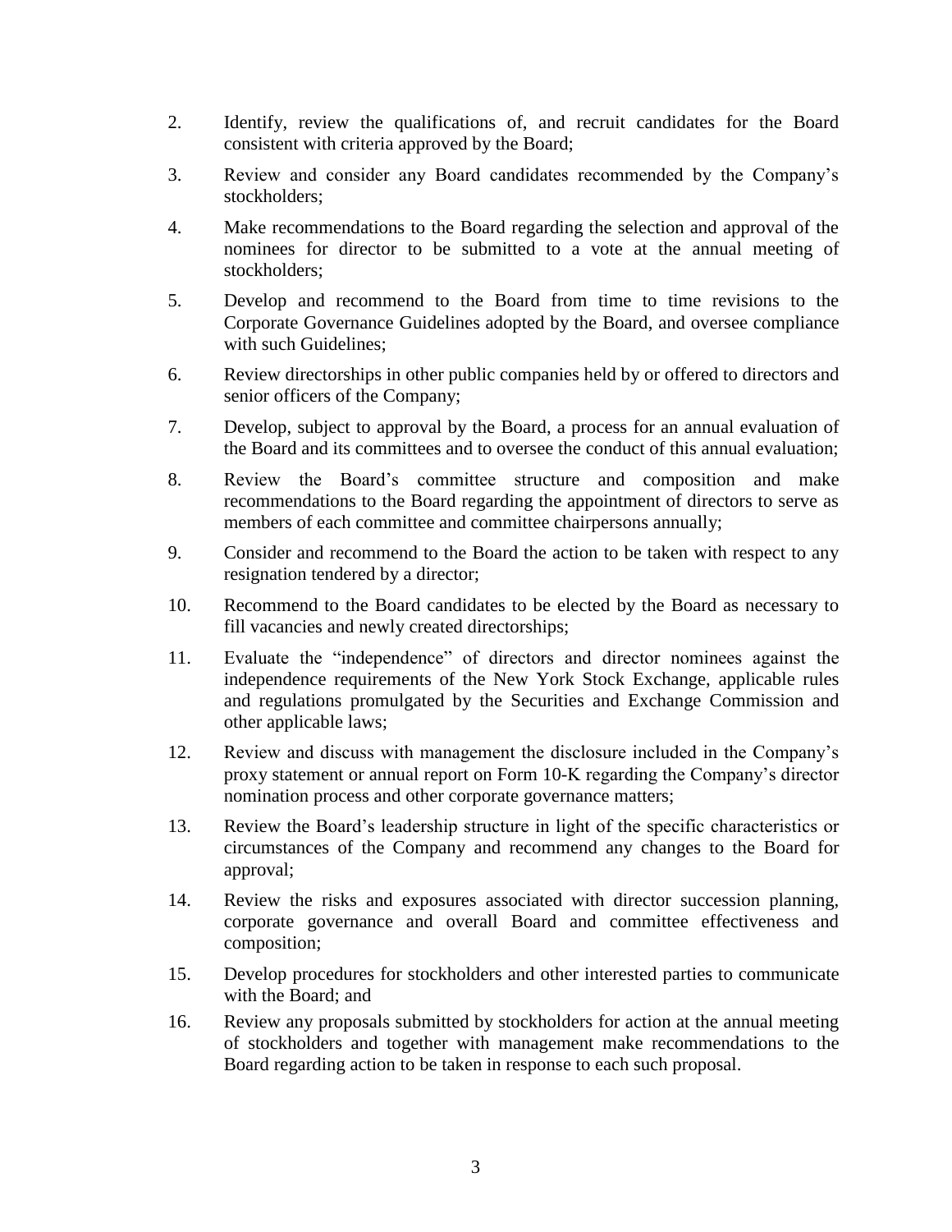2. Identify, review the qualifications of, and recruit candidates for the Board consistent with criteria approved by the Board;

3. Review and consider any Board candidates recommended by the Company's stockholders;

4. Make recommendations to the Board regarding the selection and approval of the nominees for director to be submitted to a vote at the annual meeting of stockholders;

5. Develop and recommend to the Board from time to time revisions to the Corporate Governance Guidelines adopted by the Board, and oversee compliance with such Guidelines;

6. Review directorships in other public companies held by or offered to directors and senior officers of the Company;

7. Develop, subject to approval by the Board, a process for an annual evaluation of the Board and its committees and to oversee the conduct of this annual evaluation;

8. Review the Board's committee structure and composition and make recommendations to the Board regarding the appointment of directors to serve as members of each committee and committee chairpersons annually;

9. Consider and recommend to the Board the action to be taken with respect to any resignation tendered by a director;

10. Recommend to the Board candidates to be elected by the Board as necessary to fill vacancies and newly created directorships;

11. Evaluate the "independence" of directors and director nominees against the independence requirements of the New York Stock Exchange, applicable rules and regulations promulgated by the Securities and Exchange Commission and other applicable laws;

12. Review and discuss with management the disclosure included in the Company's proxy statement or annual report on Form 10-K regarding the Company's director nomination process and other corporate governance matters;

13. Review the Board's leadership structure in light of the specific characteristics or circumstances of the Company and recommend any changes to the Board for approval;

14. Review the risks and exposures associated with director succession planning, corporate governance and overall Board and committee effectiveness and composition;

15. Develop procedures for stockholders and other interested parties to communicate with the Board; and

16. Review any proposals submitted by stockholders for action at the annual meeting of stockholders and together with management make recommendations to the Board regarding action to be taken in response to each such proposal.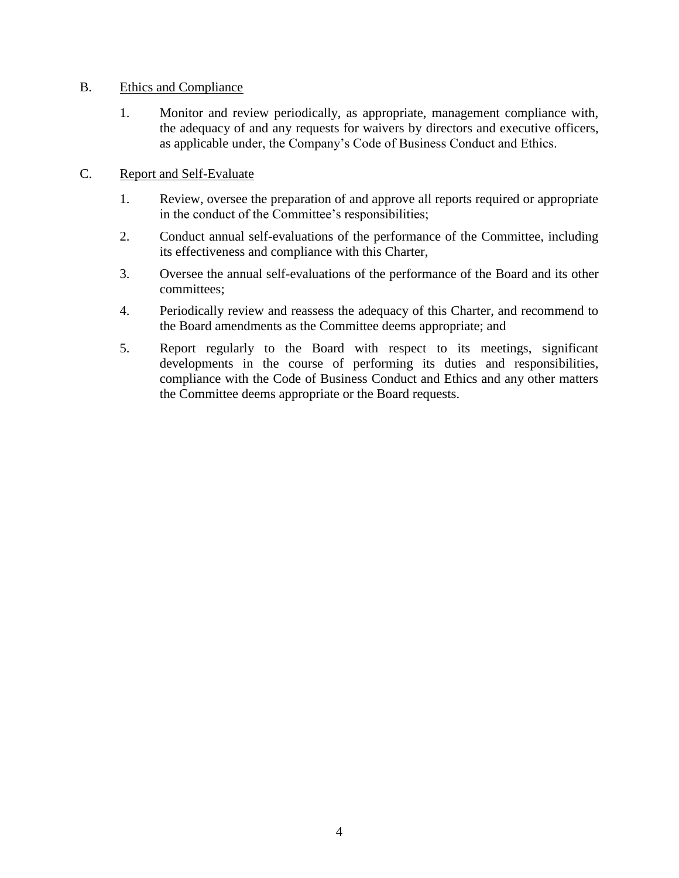## B. Ethics and Compliance

1. Monitor and review periodically, as appropriate, management compliance with, the adequacy of and any requests for waivers by directors and executive officers, as applicable under, the Company's Code of Business Conduct and Ethics.

## C. Report and Self-Evaluate

1. Review, oversee the preparation of and approve all reports required or appropriate in the conduct of the Committee's responsibilities;
2. Conduct annual self-evaluations of the performance of the Committee, including its effectiveness and compliance with this Charter,
3. Oversee the annual self-evaluations of the performance of the Board and its other committees;
4. Periodically review and reassess the adequacy of this Charter, and recommend to the Board amendments as the Committee deems appropriate; and
5. Report regularly to the Board with respect to its meetings, significant developments in the course of performing its duties and responsibilities, compliance with the Code of Business Conduct and Ethics and any other matters the Committee deems appropriate or the Board requests.